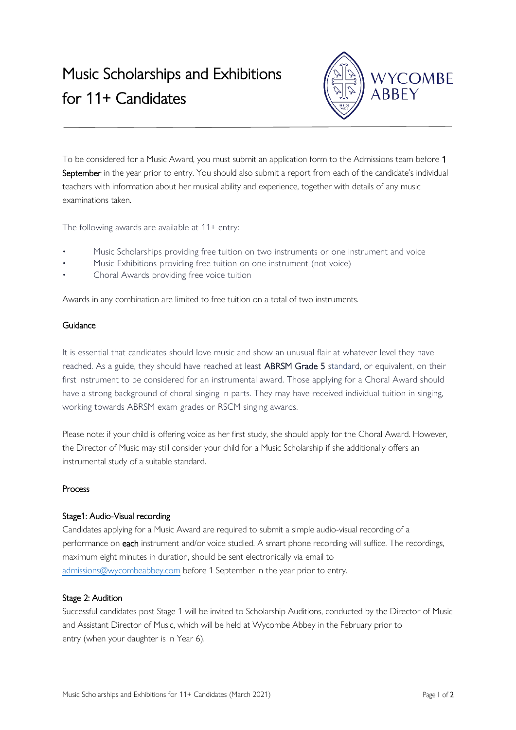# Music Scholarships and Exhibitions for 11+ Candidates

To be considered for a Music Award, you must submit an application form to the Admissions team before **1 September** in the year prior to entry. You should also submit a report from each of the candidate's individual teachers with information about her musical ability and experience, together with details of any music examinations taken.

The following awards are available at 11+ entry:

- Music Scholarships providing free tuition on two instruments or one instrument and voice
- Music Exhibitions providing free tuition on one instrument (not voice)
- Choral Awards providing free voice tuition

Awards in any combination are limited to free tuition on a total of two instruments.

## Guidance

It is essential that candidates should love music and show an unusual flair at whatever level they have reached. As a guide, they should have reached at least **ABRSM Grade 5** standard, or equivalent, on their first instrument to be considered for an instrumental award. Those applying for a Choral Award should have a strong background of choral singing in parts. They may have received individual tuition in singing, working towards ABRSM exam grades or RSCM singing awards.

Please note: if your child is offering voice as her first study, she should apply for the Choral Award. However, the Director of Music may still consider your child for a Music Scholarship if she additionally offers an instrumental study of a suitable standard.

## Process

### Stage1: Audio-Visual recording

Candidates applying for a Music Award are required to submit a simple audio-visual recording of a performance on **each** instrument and/or voice studied. A smart phone recording will suffice. The recordings, maximum eight minutes in duration, should be sent electronically via email to admissions@wycombeabbey.com before 1 September in the year prior to entry.

### Stage 2: Audition

Successful candidates post Stage 1 will be invited to Scholarship Auditions, conducted by the Director of Music and Assistant Director of Music, which will be held at Wycombe Abbey in the February prior to entry (when your daughter is in Year 6).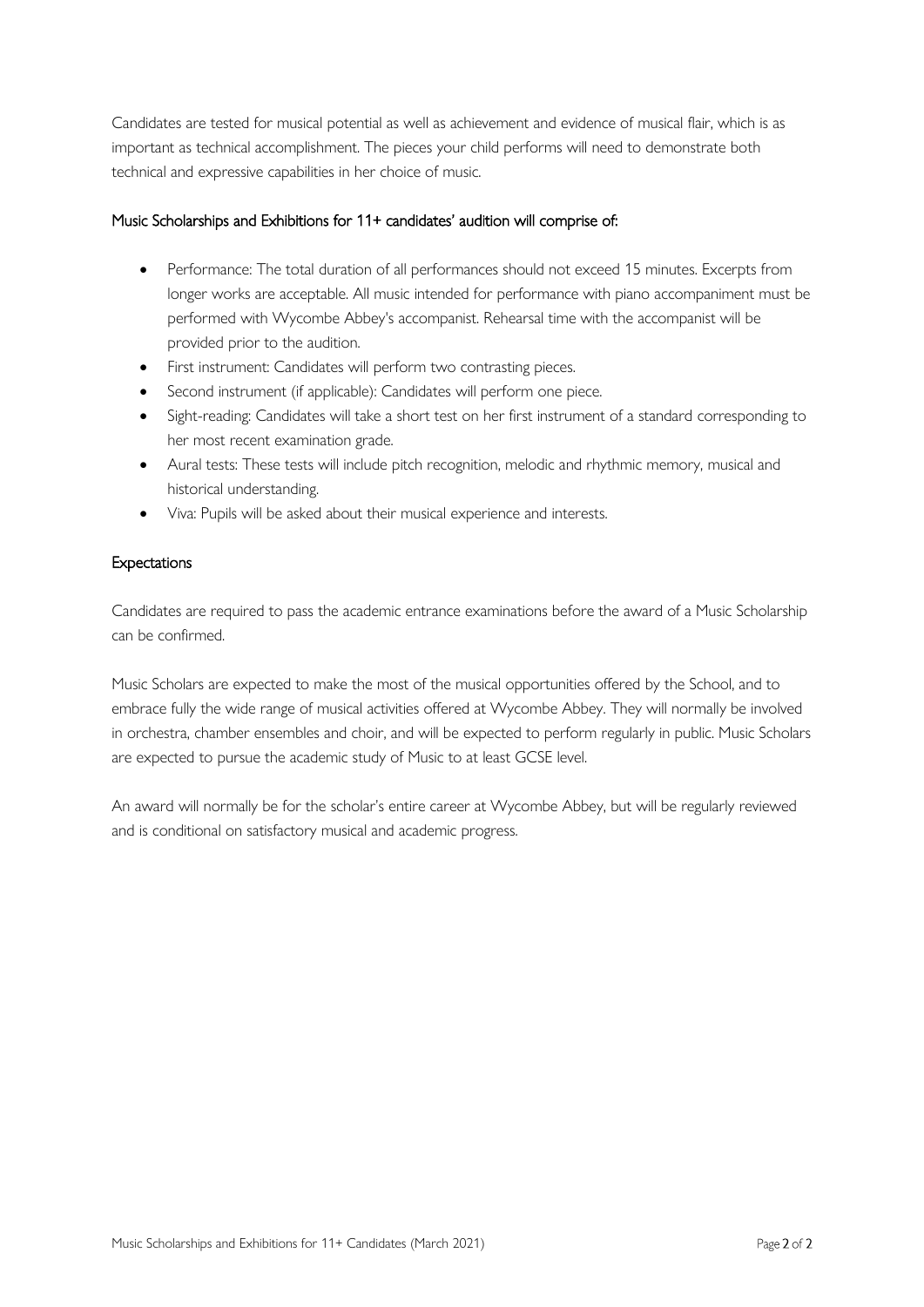Candidates are tested for musical potential as well as achievement and evidence of musical flair, which is as important as technical accomplishment. The pieces your child performs will need to demonstrate both technical and expressive capabilities in her choice of music.

## Music Scholarships and Exhibitions for 11+ candidates' audition will comprise of:

- Performance: The total duration of all performances should not exceed 15 minutes. Excerpts from longer works are acceptable. All music intended for performance with piano accompaniment must be performed with Wycombe Abbey's accompanist. Rehearsal time with the accompanist will be provided prior to the audition.
- First instrument: Candidates will perform two contrasting pieces.
- Second instrument (if applicable): Candidates will perform one piece.
- Sight-reading: Candidates will take a short test on her first instrument of a standard corresponding to her most recent examination grade.
- Aural tests: These tests will include pitch recognition, melodic and rhythmic memory, musical and historical understanding.
- Viva: Pupils will be asked about their musical experience and interests.

## Expectations

Candidates are required to pass the academic entrance examinations before the award of a Music Scholarship can be confirmed.

Music Scholars are expected to make the most of the musical opportunities offered by the School, and to embrace fully the wide range of musical activities offered at Wycombe Abbey. They will normally be involved in orchestra, chamber ensembles and choir, and will be expected to perform regularly in public. Music Scholars are expected to pursue the academic study of Music to at least GCSE level.

An award will normally be for the scholar's entire career at Wycombe Abbey, but will be regularly reviewed and is conditional on satisfactory musical and academic progress.